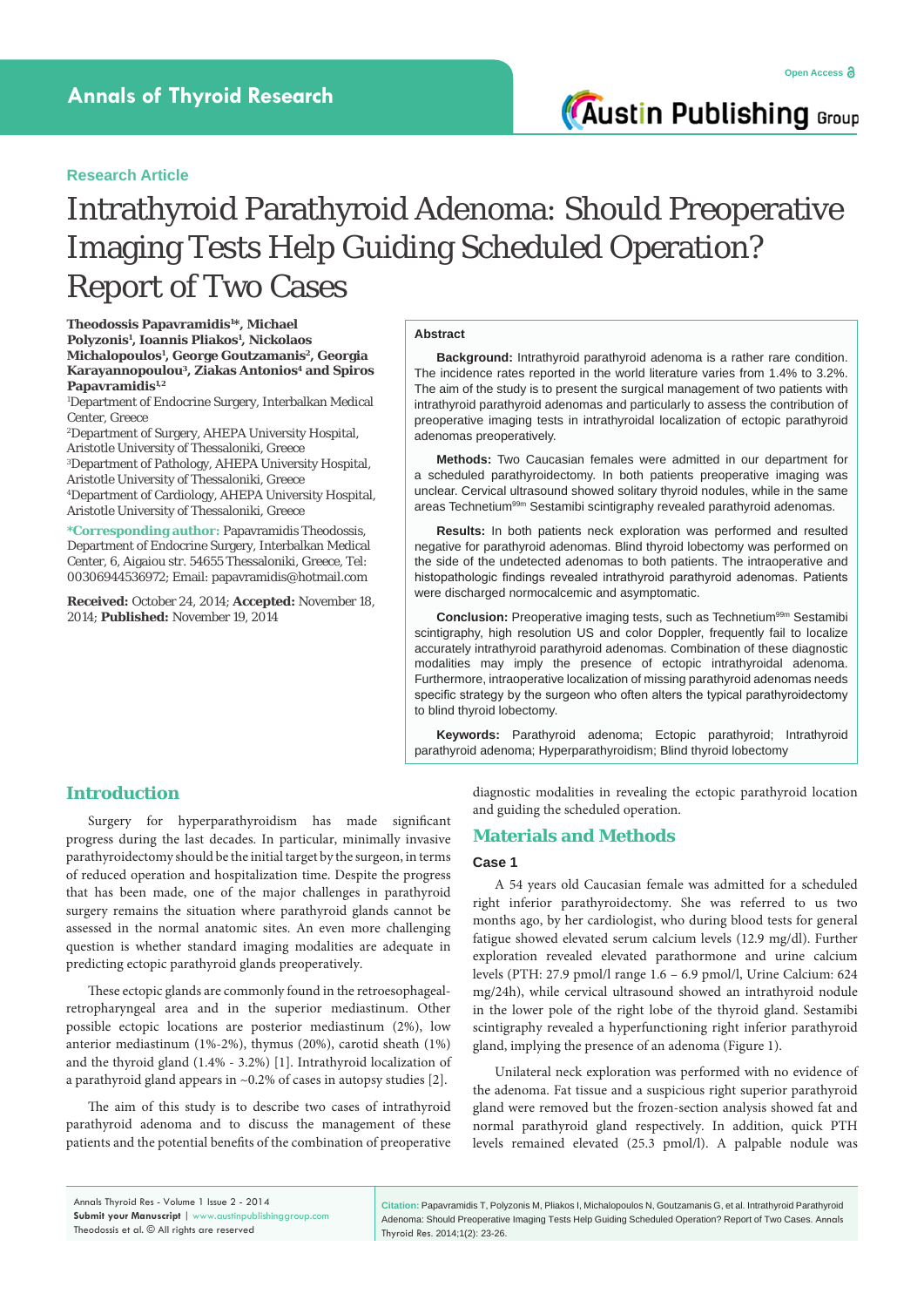Research Article

# Intrathyroid Parathyroid Adenoma: Should Preoperative Imaging Tests Help Guiding Scheduled Operation? Report of Two Cases

**Theodossis Papavramidis[1]\*, Michael Polyzonis[1], Ioannis Pliakos[1], Nickolaos Michalopoulos[1], George Goutzamanis[2], Georgia Karayannopoulou[3], Ziakas Antonios[4] and Spiros Papavramidis[1,2]**

[1]Department of Endocrine Surgery, Interbalkan Medical Center, Greece

[2]Department of Surgery, AHEPA University Hospital, Aristotle University of Thessaloniki, Greece

[3]Department of Pathology, AHEPA University Hospital, Aristotle University of Thessaloniki, Greece

[4]Department of Cardiology, AHEPA University Hospital, Aristotle University of Thessaloniki, Greece

**\*Corresponding author:** Papavramidis Theodossis, Department of Endocrine Surgery, Interbalkan Medical Center, 6, Aigaiou str. 54655 Thessaloniki, Greece, Tel: 00306944536972; Email: papavramidis@hotmail.com

**Received:** October 24, 2014; **Accepted:** November 18, 2014; **Published:** November 19, 2014

## Abstract

**Background:** Intrathyroid parathyroid adenoma is a rather rare condition. The incidence rates reported in the world literature varies from 1.4% to 3.2%. The aim of the study is to present the surgical management of two patients with intrathyroid parathyroid adenomas and particularly to assess the contribution of preoperative imaging tests in intrathyroidal localization of ectopic parathyroid adenomas preoperatively.

**Methods:** Two Caucasian females were admitted in our department for a scheduled parathyroidectomy. In both patients preoperative imaging was unclear. Cervical ultrasound showed solitary thyroid nodules, while in the same areas Technetium[99m] Sestamibi scintigraphy revealed parathyroid adenomas.

**Results:** In both patients neck exploration was performed and resulted negative for parathyroid adenomas. Blind thyroid lobectomy was performed on the side of the undetected adenomas to both patients. The intraoperative and histopathologic findings revealed intrathyroid parathyroid adenomas. Patients were discharged normocalcemic and asymptomatic.

**Conclusion:** Preoperative imaging tests, such as Technetium[99m] Sestamibi scintigraphy, high resolution US and color Doppler, frequently fail to localize accurately intrathyroid parathyroid adenomas. Combination of these diagnostic modalities may imply the presence of ectopic intrathyroidal adenoma. Furthermore, intraoperative localization of missing parathyroid adenomas needs specific strategy by the surgeon who often alters the typical parathyroidectomy to blind thyroid lobectomy.

**Keywords:** Parathyroid adenoma; Ectopic parathyroid; Intrathyroid parathyroid adenoma; Hyperparathyroidism; Blind thyroid lobectomy

## Introduction

Surgery for hyperparathyroidism has made significant progress during the last decades. In particular, minimally invasive parathyroidectomy should be the initial target by the surgeon, in terms of reduced operation and hospitalization time. Despite the progress that has been made, one of the major challenges in parathyroid surgery remains the situation where parathyroid glands cannot be assessed in the normal anatomic sites. An even more challenging question is whether standard imaging modalities are adequate in predicting ectopic parathyroid glands preoperatively.

These ectopic glands are commonly found in the retroesophageal-retropharyngeal area and in the superior mediastinum. Other possible ectopic locations are posterior mediastinum (2%), low anterior mediastinum (1%-2%), thymus (20%), carotid sheath (1%) and the thyroid gland (1.4% - 3.2%) [1]. Intrathyroid localization of a parathyroid gland appears in ~0.2% of cases in autopsy studies [2].

The aim of this study is to describe two cases of intrathyroid parathyroid adenoma and to discuss the management of these patients and the potential benefits of the combination of preoperative diagnostic modalities in revealing the ectopic parathyroid location and guiding the scheduled operation.

## Materials and Methods

### Case 1

A 54 years old Caucasian female was admitted for a scheduled right inferior parathyroidectomy. She was referred to us two months ago, by her cardiologist, who during blood tests for general fatigue showed elevated serum calcium levels (12.9 mg/dl). Further exploration revealed elevated parathormone and urine calcium levels (PTH: 27.9 pmol/l range 1.6 – 6.9 pmol/l, Urine Calcium: 624 mg/24h), while cervical ultrasound showed an intrathyroid nodule in the lower pole of the right lobe of the thyroid gland. Sestamibi scintigraphy revealed a hyperfunctioning right inferior parathyroid gland, implying the presence of an adenoma (Figure 1).

Unilateral neck exploration was performed with no evidence of the adenoma. Fat tissue and a suspicious right superior parathyroid gland were removed but the frozen-section analysis showed fat and normal parathyroid gland respectively. In addition, quick PTH levels remained elevated (25.3 pmol/l). A palpable nodule was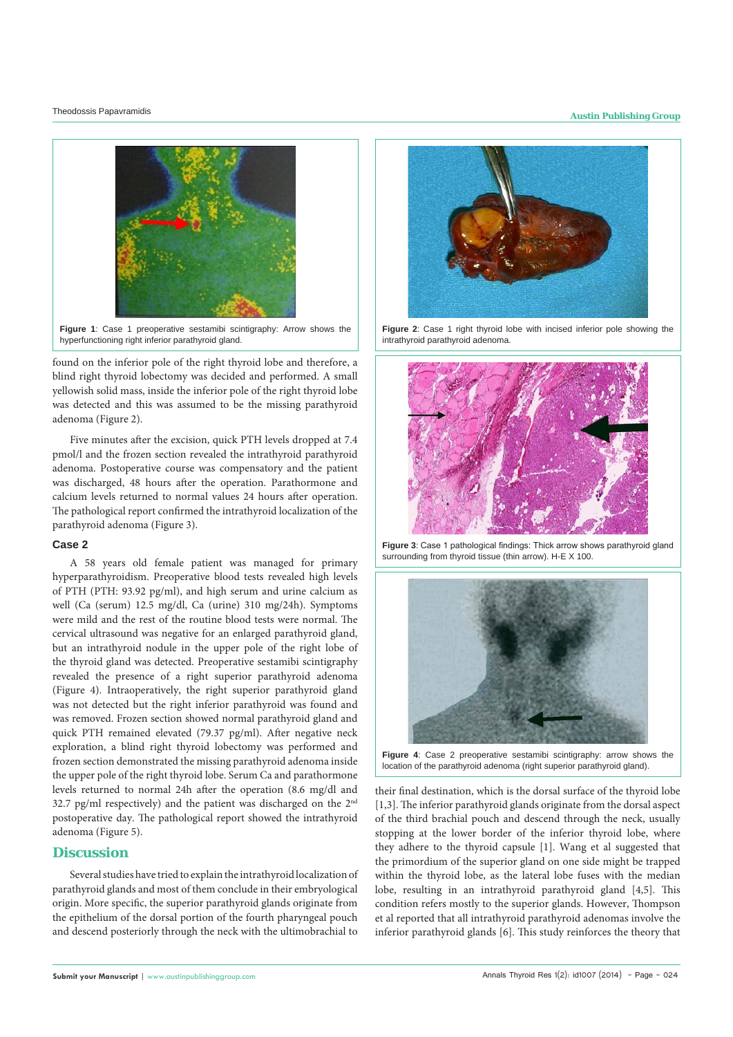Figure 1: Case 1 preoperative sestamibi scintigraphy: Arrow shows the hyperfunctioning right inferior parathyroid gland.

found on the inferior pole of the right thyroid lobe and therefore, a blind right thyroid lobectomy was decided and performed. A small yellowish solid mass, inside the inferior pole of the right thyroid lobe was detected and this was assumed to be the missing parathyroid adenoma (Figure 2).

Five minutes after the excision, quick PTH levels dropped at 7.4 pmol/l and the frozen section revealed the intrathyroid parathyroid adenoma. Postoperative course was compensatory and the patient was discharged, 48 hours after the operation. Parathormone and calcium levels returned to normal values 24 hours after operation. The pathological report confirmed the intrathyroid localization of the parathyroid adenoma (Figure 3).

### Case 2

A 58 years old female patient was managed for primary hyperparathyroidism. Preoperative blood tests revealed high levels of PTH (PTH: 93.92 pg/ml), and high serum and urine calcium as well (Ca (serum) 12.5 mg/dl, Ca (urine) 310 mg/24h). Symptoms were mild and the rest of the routine blood tests were normal. The cervical ultrasound was negative for an enlarged parathyroid gland, but an intrathyroid nodule in the upper pole of the right lobe of the thyroid gland was detected. Preoperative sestamibi scintigraphy revealed the presence of a right superior parathyroid adenoma (Figure 4). Intraoperatively, the right superior parathyroid gland was not detected but the right inferior parathyroid was found and was removed. Frozen section showed normal parathyroid gland and quick PTH remained elevated (79.37 pg/ml). After negative neck exploration, a blind right thyroid lobectomy was performed and frozen section demonstrated the missing parathyroid adenoma inside the upper pole of the right thyroid lobe. Serum Ca and parathormone levels returned to normal 24h after the operation (8.6 mg/dl and 32.7 pg/ml respectively) and the patient was discharged on the 2nd postoperative day. The pathological report showed the intrathyroid adenoma (Figure 5).

Figure 2: Case 1 right thyroid lobe with incised inferior pole showing the intrathyroid parathyroid adenoma.

Figure 3: Case 1 pathological findings: Thick arrow shows parathyroid gland surrounding from thyroid tissue (thin arrow). H-E X 100.

Figure 4: Case 2 preoperative sestamibi scintigraphy: arrow shows the location of the parathyroid adenoma (right superior parathyroid gland).

## Discussion

Several studies have tried to explain the intrathyroid localization of parathyroid glands and most of them conclude in their embryological origin. More specific, the superior parathyroid glands originate from the epithelium of the dorsal portion of the fourth pharyngeal pouch and descend posteriorly through the neck with the ultimobrachial to their final destination, which is the dorsal surface of the thyroid lobe [1,3]. The inferior parathyroid glands originate from the dorsal aspect of the third brachial pouch and descend through the neck, usually stopping at the lower border of the inferior thyroid lobe, where they adhere to the thyroid capsule [1]. Wang et al suggested that the primordium of the superior gland on one side might be trapped within the thyroid lobe, as the lateral lobe fuses with the median lobe, resulting in an intrathyroid parathyroid gland [4,5]. This condition refers mostly to the superior glands. However, Thompson et al reported that all intrathyroid parathyroid adenomas involve the inferior parathyroid glands [6]. This study reinforces the theory that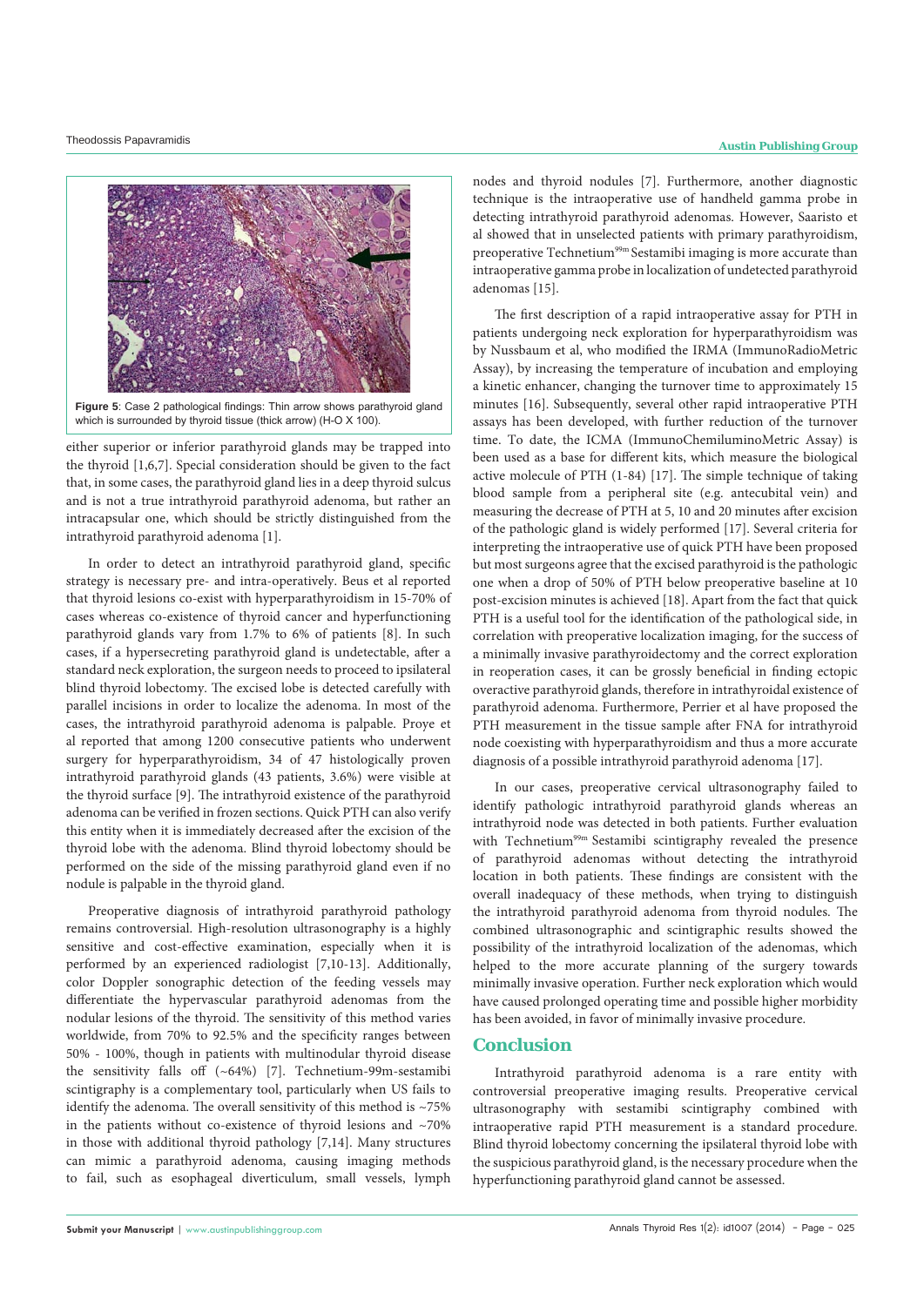**Figure 5**: Case 2 pathological findings: Thin arrow shows parathyroid gland which is surrounded by thyroid tissue (thick arrow) (H-O X 100).

either superior or inferior parathyroid glands may be trapped into the thyroid [1,6,7]. Special consideration should be given to the fact that, in some cases, the parathyroid gland lies in a deep thyroid sulcus and is not a true intrathyroid parathyroid adenoma, but rather an intracapsular one, which should be strictly distinguished from the intrathyroid parathyroid adenoma [1].

In order to detect an intrathyroid parathyroid gland, specific strategy is necessary pre- and intra-operatively. Beus et al reported that thyroid lesions co-exist with hyperparathyroidism in 15-70% of cases whereas co-existence of thyroid cancer and hyperfunctioning parathyroid glands vary from 1.7% to 6% of patients [8]. In such cases, if a hypersecreting parathyroid gland is undetectable, after a standard neck exploration, the surgeon needs to proceed to ipsilateral blind thyroid lobectomy. The excised lobe is detected carefully with parallel incisions in order to localize the adenoma. In most of the cases, the intrathyroid parathyroid adenoma is palpable. Proye et al reported that among 1200 consecutive patients who underwent surgery for hyperparathyroidism, 34 of 47 histologically proven intrathyroid parathyroid glands (43 patients, 3.6%) were visible at the thyroid surface [9]. The intrathyroid existence of the parathyroid adenoma can be verified in frozen sections. Quick PTH can also verify this entity when it is immediately decreased after the excision of the thyroid lobe with the adenoma. Blind thyroid lobectomy should be performed on the side of the missing parathyroid gland even if no nodule is palpable in the thyroid gland.

Preoperative diagnosis of intrathyroid parathyroid pathology remains controversial. High-resolution ultrasonography is a highly sensitive and cost-effective examination, especially when it is performed by an experienced radiologist [7,10-13]. Additionally, color Doppler sonographic detection of the feeding vessels may differentiate the hypervascular parathyroid adenomas from the nodular lesions of the thyroid. The sensitivity of this method varies worldwide, from 70% to 92.5% and the specificity ranges between 50% - 100%, though in patients with multinodular thyroid disease the sensitivity falls off (~64%) [7]. Technetium-99m-sestamibi scintigraphy is a complementary tool, particularly when US fails to identify the adenoma. The overall sensitivity of this method is ~75% in the patients without co-existence of thyroid lesions and ~70% in those with additional thyroid pathology [7,14]. Many structures can mimic a parathyroid adenoma, causing imaging methods to fail, such as esophageal diverticulum, small vessels, lymph nodes and thyroid nodules [7]. Furthermore, another diagnostic technique is the intraoperative use of handheld gamma probe in detecting intrathyroid parathyroid adenomas. However, Saaristo et al showed that in unselected patients with primary parathyroidism, preoperative Technetium$^{99m}$ Sestamibi imaging is more accurate than intraoperative gamma probe in localization of undetected parathyroid adenomas [15].

The first description of a rapid intraoperative assay for PTH in patients undergoing neck exploration for hyperparathyroidism was by Nussbaum et al, who modified the IRMA (ImmunoRadioMetric Assay), by increasing the temperature of incubation and employing a kinetic enhancer, changing the turnover time to approximately 15 minutes [16]. Subsequently, several other rapid intraoperative PTH assays has been developed, with further reduction of the turnover time. To date, the ICMA (ImmunoChemiluminoMetric Assay) is been used as a base for different kits, which measure the biological active molecule of PTH (1-84) [17]. The simple technique of taking blood sample from a peripheral site (e.g. antecubital vein) and measuring the decrease of PTH at 5, 10 and 20 minutes after excision of the pathologic gland is widely performed [17]. Several criteria for interpreting the intraoperative use of quick PTH have been proposed but most surgeons agree that the excised parathyroid is the pathologic one when a drop of 50% of PTH below preoperative baseline at 10 post-excision minutes is achieved [18]. Apart from the fact that quick PTH is a useful tool for the identification of the pathological side, in correlation with preoperative localization imaging, for the success of a minimally invasive parathyroidectomy and the correct exploration in reoperation cases, it can be grossly beneficial in finding ectopic overactive parathyroid glands, therefore in intrathyroidal existence of parathyroid adenoma. Furthermore, Perrier et al have proposed the PTH measurement in the tissue sample after FNA for intrathyroid node coexisting with hyperparathyroidism and thus a more accurate diagnosis of a possible intrathyroid parathyroid adenoma [17].

In our cases, preoperative cervical ultrasonography failed to identify pathologic intrathyroid parathyroid glands whereas an intrathyroid node was detected in both patients. Further evaluation with Technetium$^{99m}$ Sestamibi scintigraphy revealed the presence of parathyroid adenomas without detecting the intrathyroid location in both patients. These findings are consistent with the overall inadequacy of these methods, when trying to distinguish the intrathyroid parathyroid adenoma from thyroid nodules. The combined ultrasonographic and scintigraphic results showed the possibility of the intrathyroid localization of the adenomas, which helped to the more accurate planning of the surgery towards minimally invasive operation. Further neck exploration which would have caused prolonged operating time and possible higher morbidity has been avoided, in favor of minimally invasive procedure.

## Conclusion

Intrathyroid parathyroid adenoma is a rare entity with controversial preoperative imaging results. Preoperative cervical ultrasonography with sestamibi scintigraphy combined with intraoperative rapid PTH measurement is a standard procedure. Blind thyroid lobectomy concerning the ipsilateral thyroid lobe with the suspicious parathyroid gland, is the necessary procedure when the hyperfunctioning parathyroid gland cannot be assessed.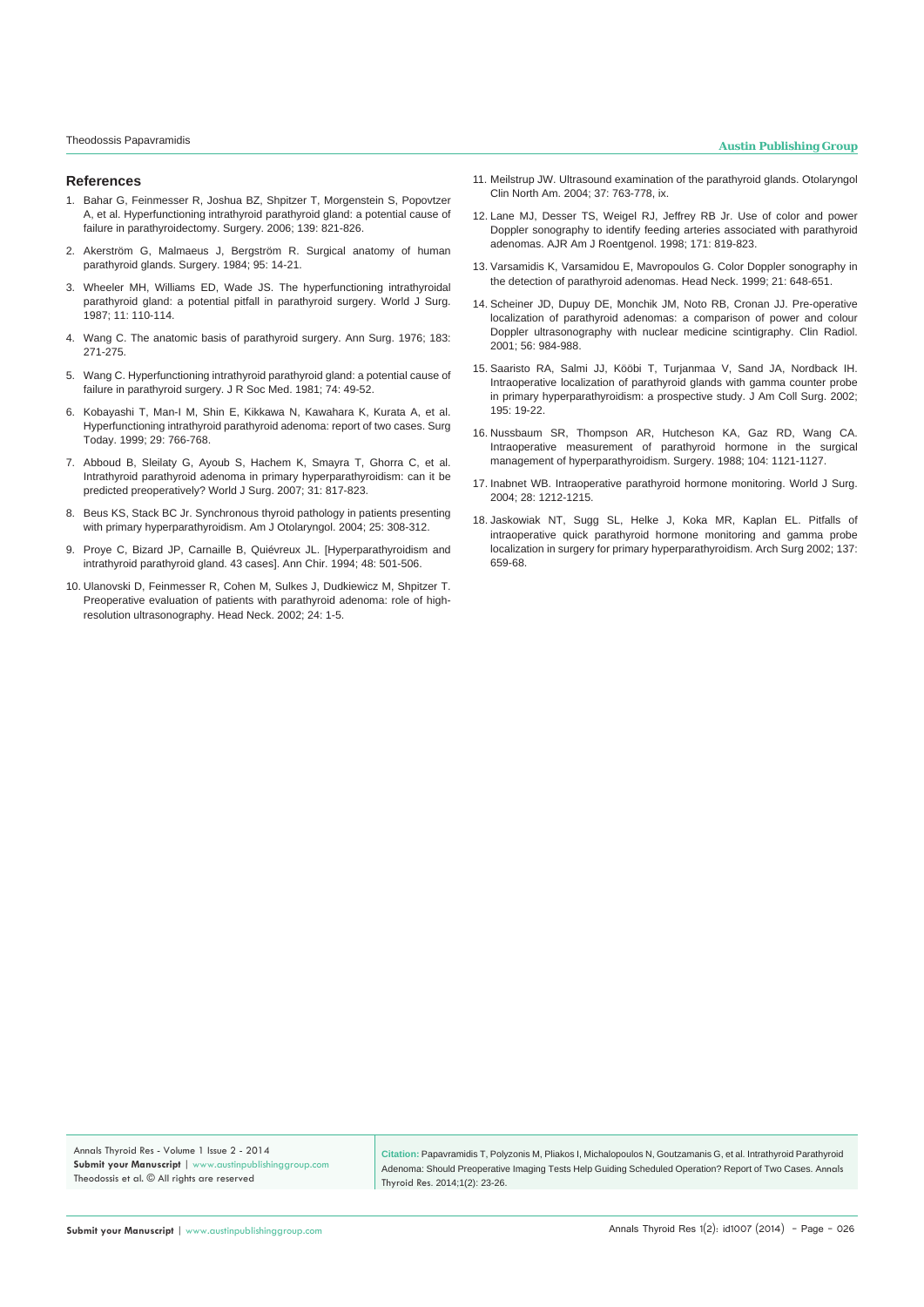## References

1. Bahar G, Feinmesser R, Joshua BZ, Shpitzer T, Morgenstein S, Popovtzer A, et al. Hyperfunctioning intrathyroid parathyroid gland: a potential cause of failure in parathyroidectomy. Surgery. 2006; 139: 821-826.
2. Akerström G, Malmaeus J, Bergström R. Surgical anatomy of human parathyroid glands. Surgery. 1984; 95: 14-21.
3. Wheeler MH, Williams ED, Wade JS. The hyperfunctioning intrathyroidal parathyroid gland: a potential pitfall in parathyroid surgery. World J Surg. 1987; 11: 110-114.
4. Wang C. The anatomic basis of parathyroid surgery. Ann Surg. 1976; 183: 271-275.
5. Wang C. Hyperfunctioning intrathyroid parathyroid gland: a potential cause of failure in parathyroid surgery. J R Soc Med. 1981; 74: 49-52.
6. Kobayashi T, Man-I M, Shin E, Kikkawa N, Kawahara K, Kurata A, et al. Hyperfunctioning intrathyroid parathyroid adenoma: report of two cases. Surg Today. 1999; 29: 766-768.
7. Abboud B, Sleilaty G, Ayoub S, Hachem K, Smayra T, Ghorra C, et al. Intrathyroid parathyroid adenoma in primary hyperparathyroidism: can it be predicted preoperatively? World J Surg. 2007; 31: 817-823.
8. Beus KS, Stack BC Jr. Synchronous thyroid pathology in patients presenting with primary hyperparathyroidism. Am J Otolaryngol. 2004; 25: 308-312.
9. Proye C, Bizard JP, Carnaille B, Quiévreux JL. [Hyperparathyroidism and intrathyroid parathyroid gland. 43 cases]. Ann Chir. 1994; 48: 501-506.
10. Ulanovski D, Feinmesser R, Cohen M, Sulkes J, Dudkiewicz M, Shpitzer T. Preoperative evaluation of patients with parathyroid adenoma: role of high-resolution ultrasonography. Head Neck. 2002; 24: 1-5.
11. Meilstrup JW. Ultrasound examination of the parathyroid glands. Otolaryngol Clin North Am. 2004; 37: 763-778, ix.
12. Lane MJ, Desser TS, Weigel RJ, Jeffrey RB Jr. Use of color and power Doppler sonography to identify feeding arteries associated with parathyroid adenomas. AJR Am J Roentgenol. 1998; 171: 819-823.
13. Varsamidis K, Varsamidou E, Mavropoulos G. Color Doppler sonography in the detection of parathyroid adenomas. Head Neck. 1999; 21: 648-651.
14. Scheiner JD, Dupuy DE, Monchik JM, Noto RB, Cronan JJ. Pre-operative localization of parathyroid adenomas: a comparison of power and colour Doppler ultrasonography with nuclear medicine scintigraphy. Clin Radiol. 2001; 56: 984-988.
15. Saaristo RA, Salmi JJ, Kööbi T, Turjanmaa V, Sand JA, Nordback IH. Intraoperative localization of parathyroid glands with gamma counter probe in primary hyperparathyroidism: a prospective study. J Am Coll Surg. 2002; 195: 19-22.
16. Nussbaum SR, Thompson AR, Hutcheson KA, Gaz RD, Wang CA. Intraoperative measurement of parathyroid hormone in the surgical management of hyperparathyroidism. Surgery. 1988; 104: 1121-1127.
17. Inabnet WB. Intraoperative parathyroid hormone monitoring. World J Surg. 2004; 28: 1212-1215.
18. Jaskowiak NT, Sugg SL, Helke J, Koka MR, Kaplan EL. Pitfalls of intraoperative quick parathyroid hormone monitoring and gamma probe localization in surgery for primary hyperparathyroidism. Arch Surg 2002; 137: 659-68.

Annals Thyroid Res - Volume 1 Issue 2 - 2014
**Submit your Manuscript** | www.austinpublishinggroup.com
Theodossis et al. © All rights are reserved

**Citation:** Papavramidis T, Polyzonis M, Pliakos I, Michalopoulos N, Goutzamanis G, et al. Intrathyroid Parathyroid Adenoma: Should Preoperative Imaging Tests Help Guiding Scheduled Operation? Report of Two Cases. Annals Thyroid Res. 2014;1(2): 23-26.